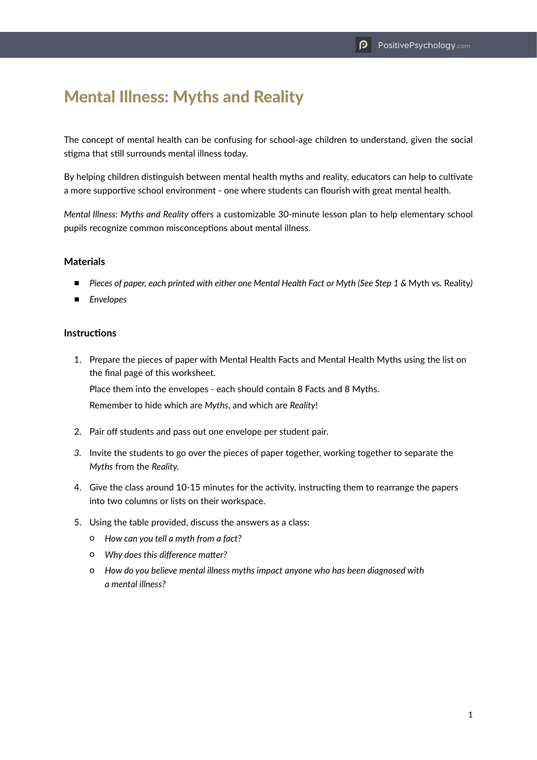# Mental Illness: Myths and Reality

The concept of mental health can be confusing for school-age children to understand, given the social stigma that still surrounds mental illness today.

By helping children distinguish between mental health myths and reality, educators can help to cultivate a more supportive school environment - one where students can flourish with great mental health.

*Mental Illness: Myths and Reality* offers a customizable 30-minute lesson plan to help elementary school pupils recognize common misconceptions about mental illness.

### Materials

- *Pieces of paper, each printed with either one Mental Health Fact or Myth (See Step 1 &* Myth vs. Reality*)*
- *Envelopes*

### Instructions

1. Prepare the pieces of paper with Mental Health Facts and Mental Health Myths using the list on the final page of this worksheet.

   Place them into the envelopes - each should contain 8 Facts and 8 Myths.

   Remember to hide which are *Myths*, and which are *Reality*!

2. Pair off students and pass out one envelope per student pair.

3. Invite the students to go over the pieces of paper together, working together to separate the *Myths* from the *Reality.*

4. Give the class around 10-15 minutes for the activity, instructing them to rearrange the papers into two columns or lists on their workspace.

5. Using the table provided, discuss the answers as a class:
   - *How can you tell a myth from a fact?*
   - *Why does this difference matter?*
   - *How do you believe mental illness myths impact anyone who has been diagnosed with a mental illness?*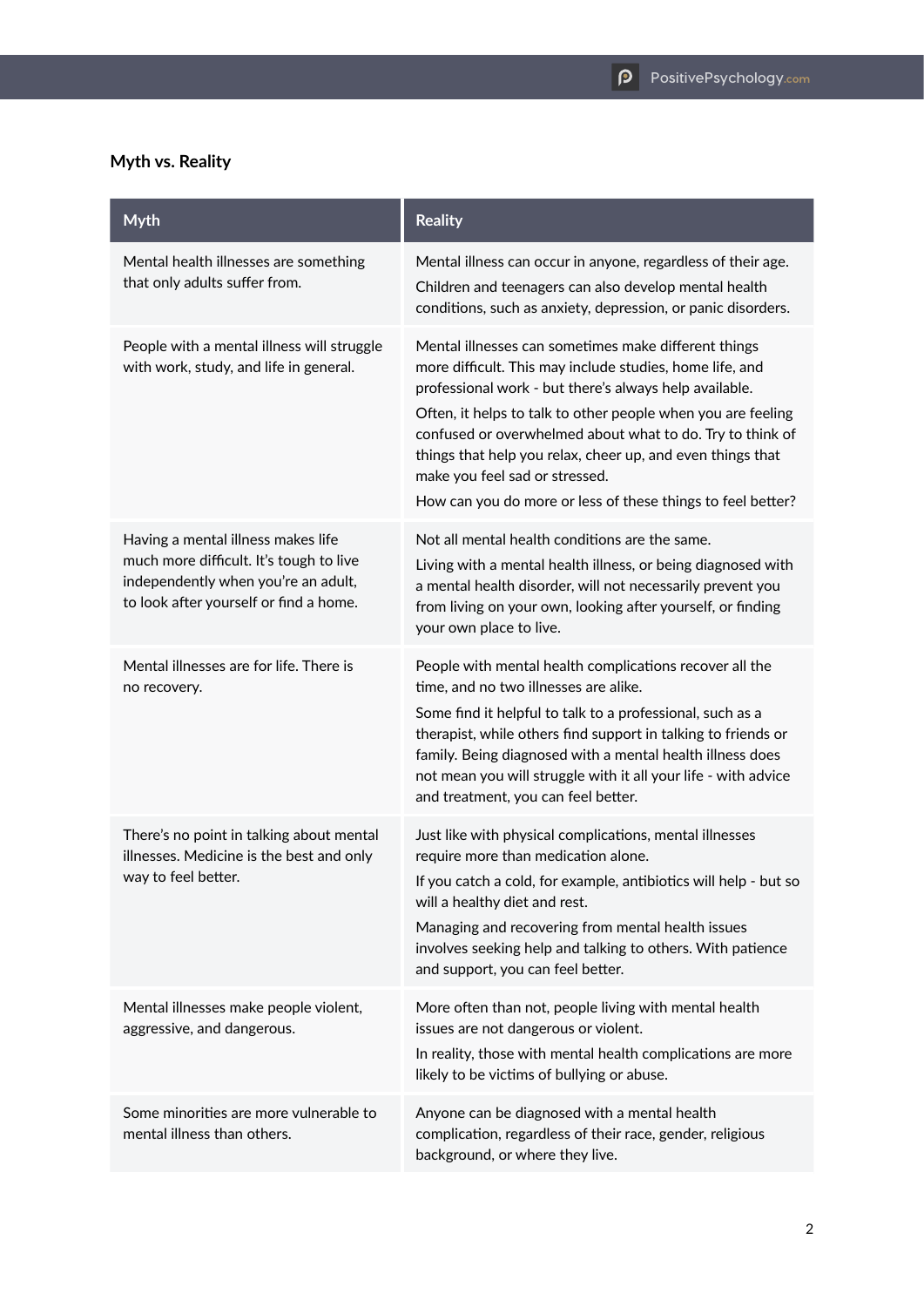### Myth vs. Reality

| Myth | Reality |
|---|---|
| Mental health illnesses are something that only adults suffer from. | Mental illness can occur in anyone, regardless of their age. Children and teenagers can also develop mental health conditions, such as anxiety, depression, or panic disorders. |
| People with a mental illness will struggle with work, study, and life in general. | Mental illnesses can sometimes make different things more difficult. This may include studies, home life, and professional work - but there's always help available. Often, it helps to talk to other people when you are feeling confused or overwhelmed about what to do. Try to think of things that help you relax, cheer up, and even things that make you feel sad or stressed. How can you do more or less of these things to feel better? |
| Having a mental illness makes life much more difficult. It's tough to live independently when you're an adult, to look after yourself or find a home. | Not all mental health conditions are the same. Living with a mental health illness, or being diagnosed with a mental health disorder, will not necessarily prevent you from living on your own, looking after yourself, or finding your own place to live. |
| Mental illnesses are for life. There is no recovery. | People with mental health complications recover all the time, and no two illnesses are alike. Some find it helpful to talk to a professional, such as a therapist, while others find support in talking to friends or family. Being diagnosed with a mental health illness does not mean you will struggle with it all your life - with advice and treatment, you can feel better. |
| There's no point in talking about mental illnesses. Medicine is the best and only way to feel better. | Just like with physical complications, mental illnesses require more than medication alone. If you catch a cold, for example, antibiotics will help - but so will a healthy diet and rest. Managing and recovering from mental health issues involves seeking help and talking to others. With patience and support, you can feel better. |
| Mental illnesses make people violent, aggressive, and dangerous. | More often than not, people living with mental health issues are not dangerous or violent. In reality, those with mental health complications are more likely to be victims of bullying or abuse. |
| Some minorities are more vulnerable to mental illness than others. | Anyone can be diagnosed with a mental health complication, regardless of their race, gender, religious background, or where they live. |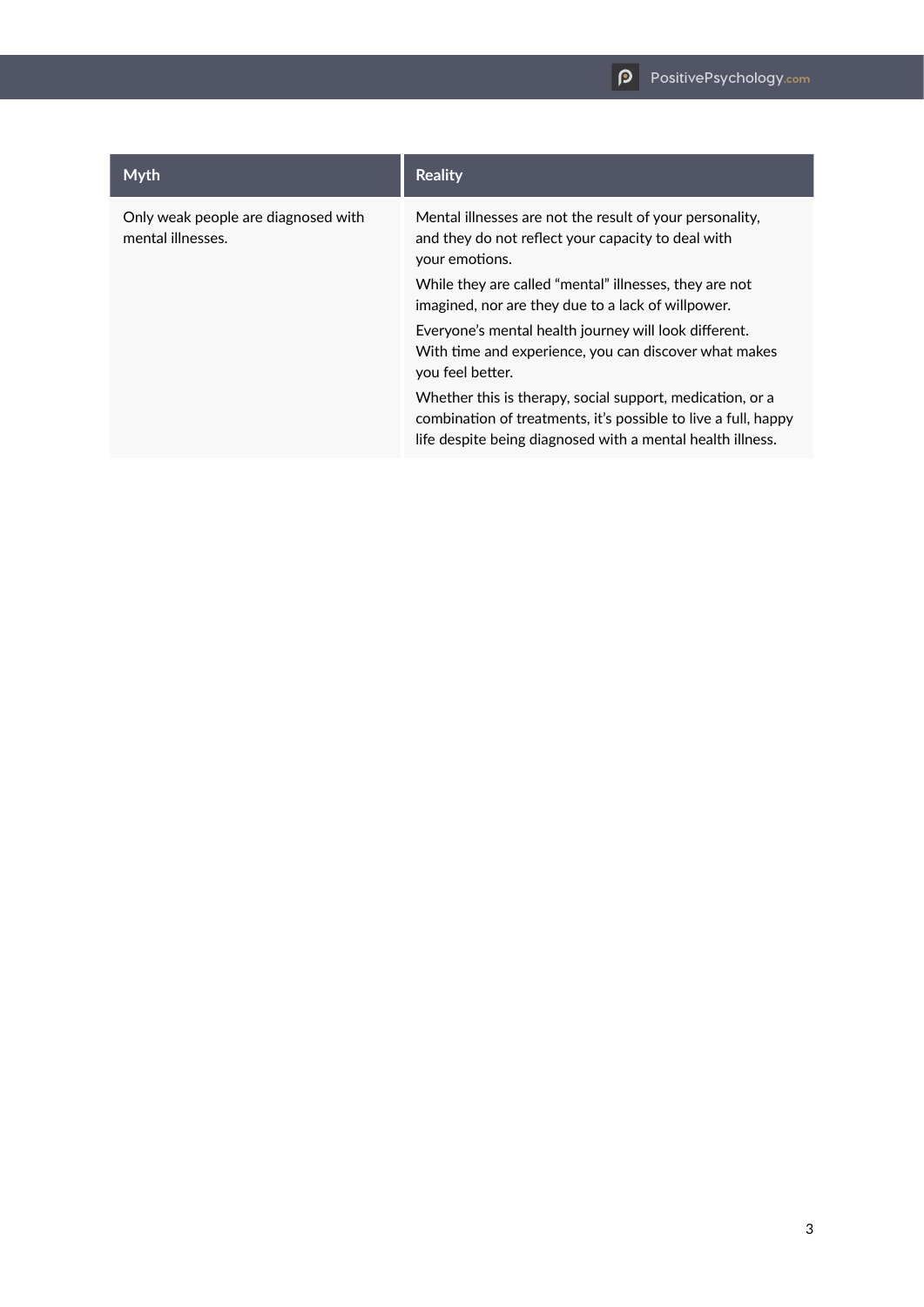| Myth | Reality |
| --- | --- |
| Only weak people are diagnosed with mental illnesses. | Mental illnesses are not the result of your personality, and they do not reflect your capacity to deal with your emotions. While they are called “mental” illnesses, they are not imagined, nor are they due to a lack of willpower. Everyone’s mental health journey will look different. With time and experience, you can discover what makes you feel better. Whether this is therapy, social support, medication, or a combination of treatments, it’s possible to live a full, happy life despite being diagnosed with a mental health illness. |